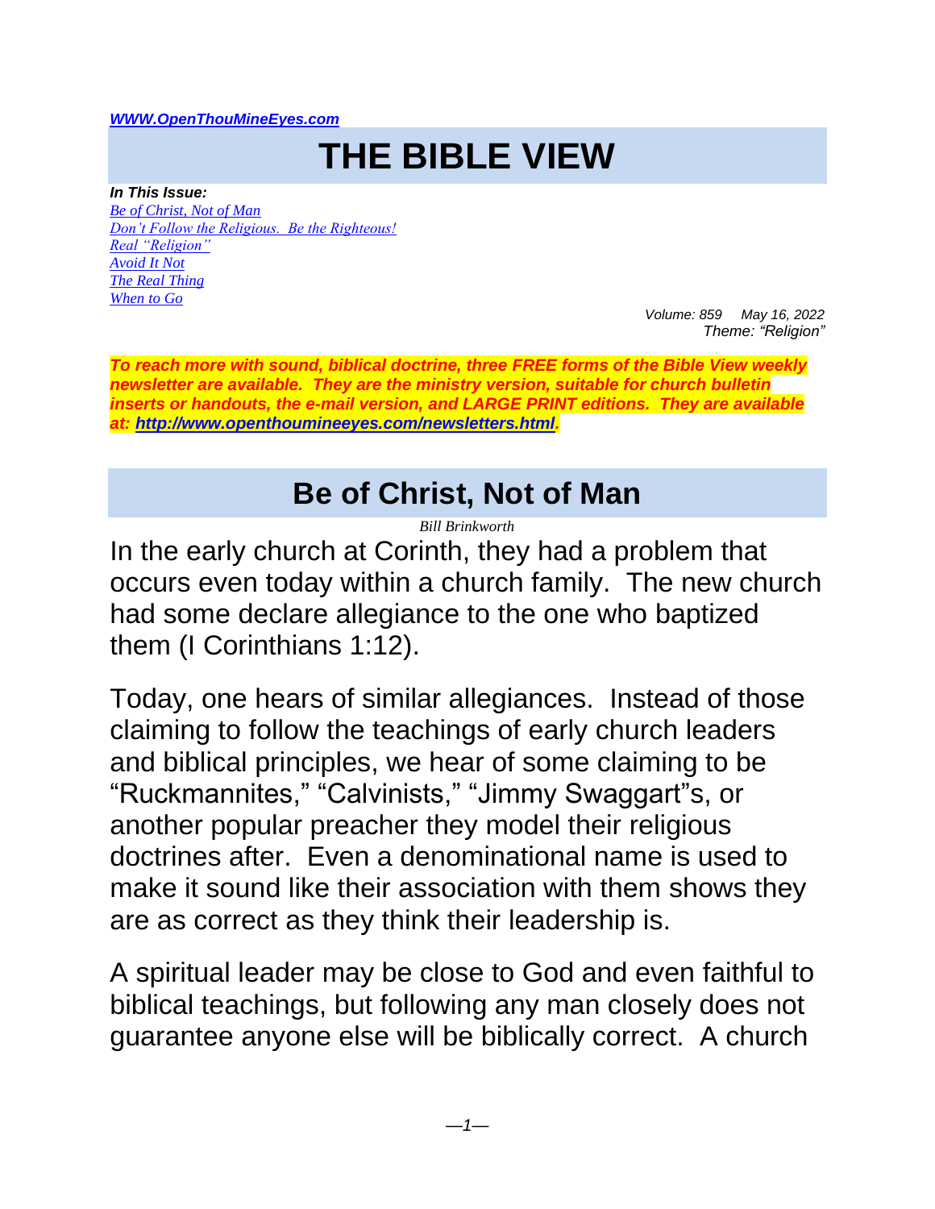*[WWW.OpenThouMineEyes.com](http://WWW.OpenThouMineEyes.com)*

# THE BIBLE VIEW

***In This Issue:***

*[Be of Christ, Not of Man](#)*
*[Don't Follow the Religious. Be the Righteous!](#)*
*[Real "Religion"](#)*
*[Avoid It Not](#)*
*[The Real Thing](#)*
*[When to Go](#)*

*Volume: 859 May 16, 2022*
*Theme: "Religion"*

***To reach more with sound, biblical doctrine, three FREE forms of the Bible View weekly newsletter are available. They are the ministry version, suitable for church bulletin inserts or handouts, the e-mail version, and LARGE PRINT editions. They are available at: [http://www.openthoumineeyes.com/newsletters.html](http://www.openthoumineeyes.com/newsletters.html).***

## Be of Christ, Not of Man

*Bill Brinkworth*

In the early church at Corinth, they had a problem that occurs even today within a church family. The new church had some declare allegiance to the one who baptized them (I Corinthians 1:12).

Today, one hears of similar allegiances. Instead of those claiming to follow the teachings of early church leaders and biblical principles, we hear of some claiming to be "Ruckmannites," "Calvinists," "Jimmy Swaggart"s, or another popular preacher they model their religious doctrines after. Even a denominational name is used to make it sound like their association with them shows they are as correct as they think their leadership is.

A spiritual leader may be close to God and even faithful to biblical teachings, but following any man closely does not guarantee anyone else will be biblically correct. A church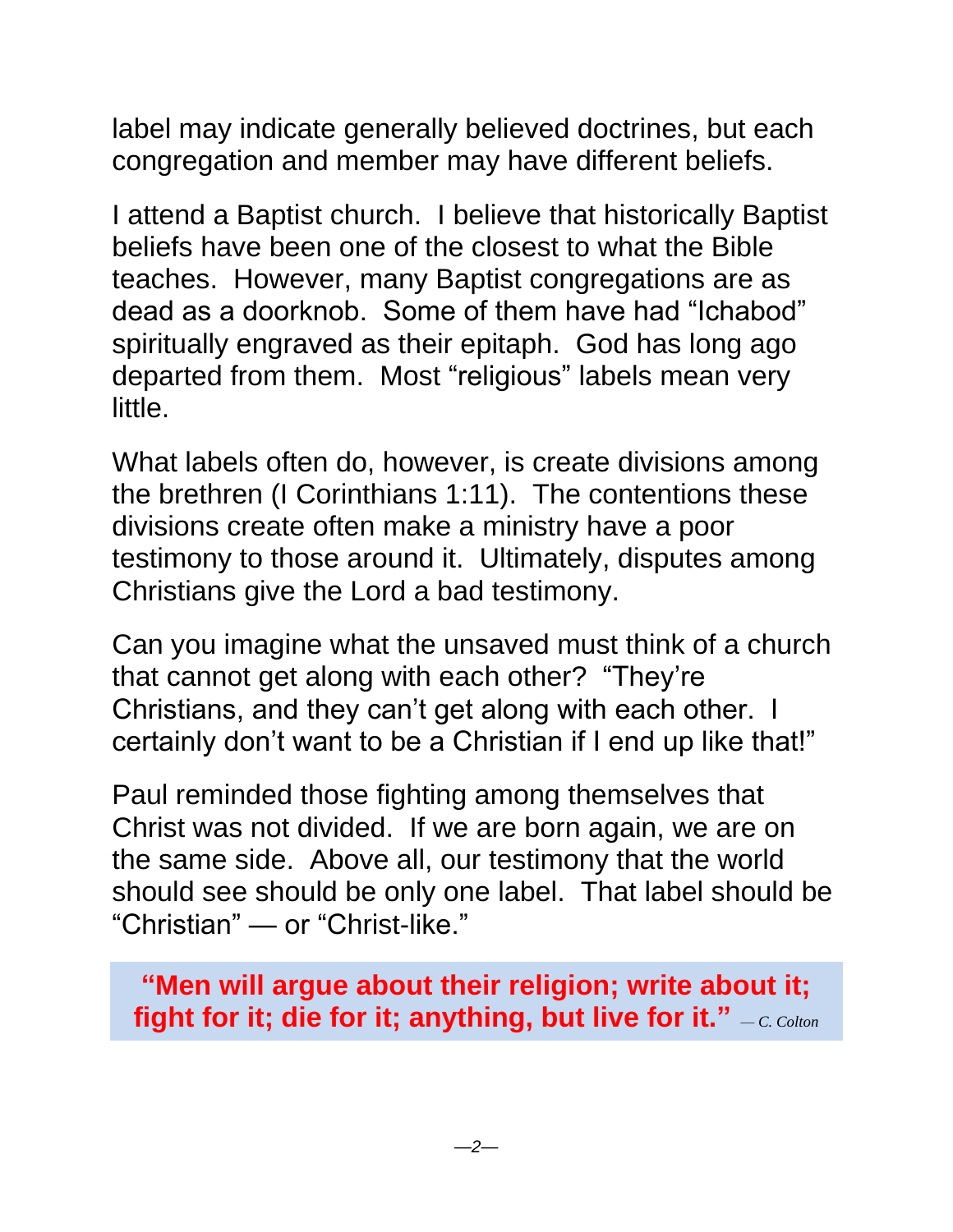label may indicate generally believed doctrines, but each congregation and member may have different beliefs.

I attend a Baptist church. I believe that historically Baptist beliefs have been one of the closest to what the Bible teaches. However, many Baptist congregations are as dead as a doorknob. Some of them have had “Ichabod” spiritually engraved as their epitaph. God has long ago departed from them. Most “religious” labels mean very little.

What labels often do, however, is create divisions among the brethren (I Corinthians 1:11). The contentions these divisions create often make a ministry have a poor testimony to those around it. Ultimately, disputes among Christians give the Lord a bad testimony.

Can you imagine what the unsaved must think of a church that cannot get along with each other? “They’re Christians, and they can’t get along with each other. I certainly don’t want to be a Christian if I end up like that!”

Paul reminded those fighting among themselves that Christ was not divided. If we are born again, we are on the same side. Above all, our testimony that the world should see should be only one label. That label should be “Christian” — or “Christ-like.”

> **“Men will argue about their religion; write about it; fight for it; die for it; anything, but live for it.”** *— C. Colton*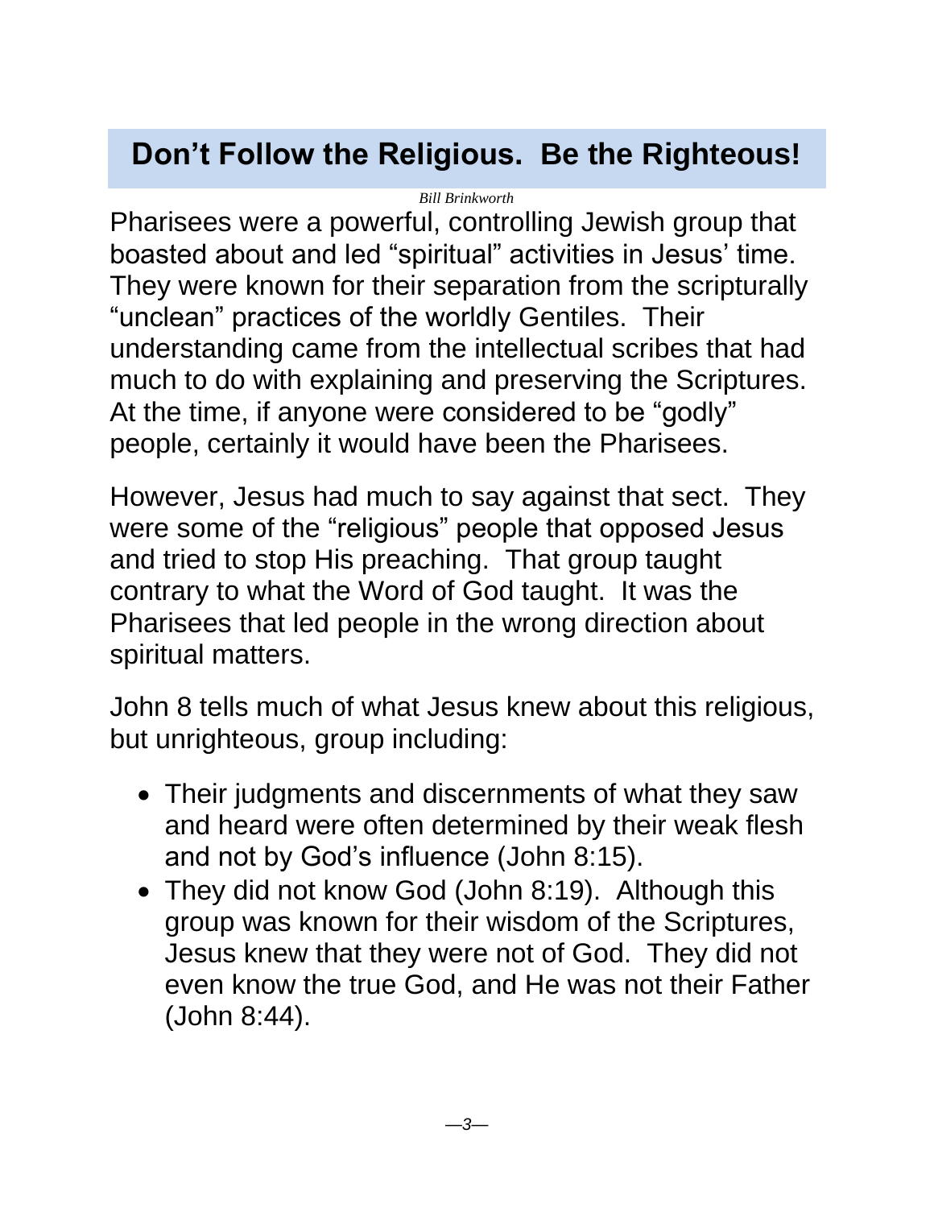# Don't Follow the Religious. Be the Righteous!

*Bill Brinkworth*

Pharisees were a powerful, controlling Jewish group that boasted about and led "spiritual" activities in Jesus' time. They were known for their separation from the scripturally "unclean" practices of the worldly Gentiles. Their understanding came from the intellectual scribes that had much to do with explaining and preserving the Scriptures. At the time, if anyone were considered to be "godly" people, certainly it would have been the Pharisees.

However, Jesus had much to say against that sect. They were some of the "religious" people that opposed Jesus and tried to stop His preaching. That group taught contrary to what the Word of God taught. It was the Pharisees that led people in the wrong direction about spiritual matters.

John 8 tells much of what Jesus knew about this religious, but unrighteous, group including:

- Their judgments and discernments of what they saw and heard were often determined by their weak flesh and not by God's influence (John 8:15).
- They did not know God (John 8:19). Although this group was known for their wisdom of the Scriptures, Jesus knew that they were not of God. They did not even know the true God, and He was not their Father (John 8:44).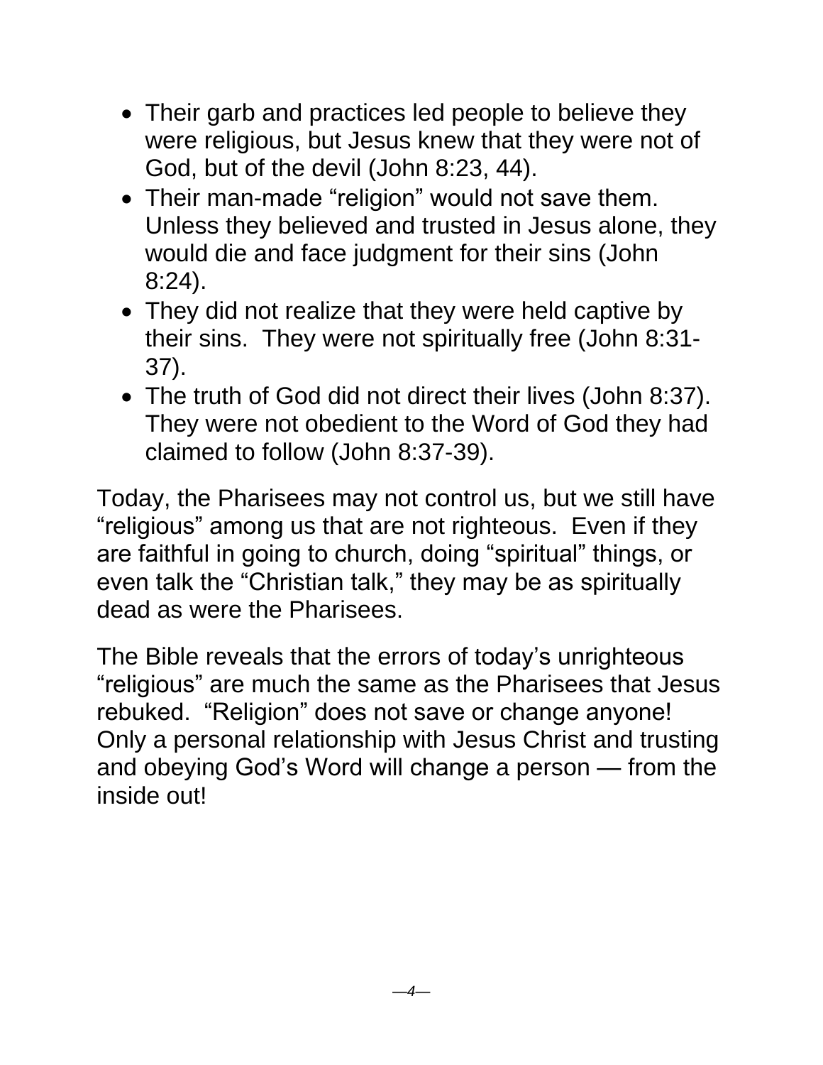- Their garb and practices led people to believe they were religious, but Jesus knew that they were not of God, but of the devil (John 8:23, 44).
- Their man-made "religion" would not save them. Unless they believed and trusted in Jesus alone, they would die and face judgment for their sins (John 8:24).
- They did not realize that they were held captive by their sins. They were not spiritually free (John 8:31-37).
- The truth of God did not direct their lives (John 8:37). They were not obedient to the Word of God they had claimed to follow (John 8:37-39).

Today, the Pharisees may not control us, but we still have "religious" among us that are not righteous. Even if they are faithful in going to church, doing "spiritual" things, or even talk the "Christian talk," they may be as spiritually dead as were the Pharisees.

The Bible reveals that the errors of today's unrighteous "religious" are much the same as the Pharisees that Jesus rebuked. "Religion" does not save or change anyone! Only a personal relationship with Jesus Christ and trusting and obeying God's Word will change a person — from the inside out!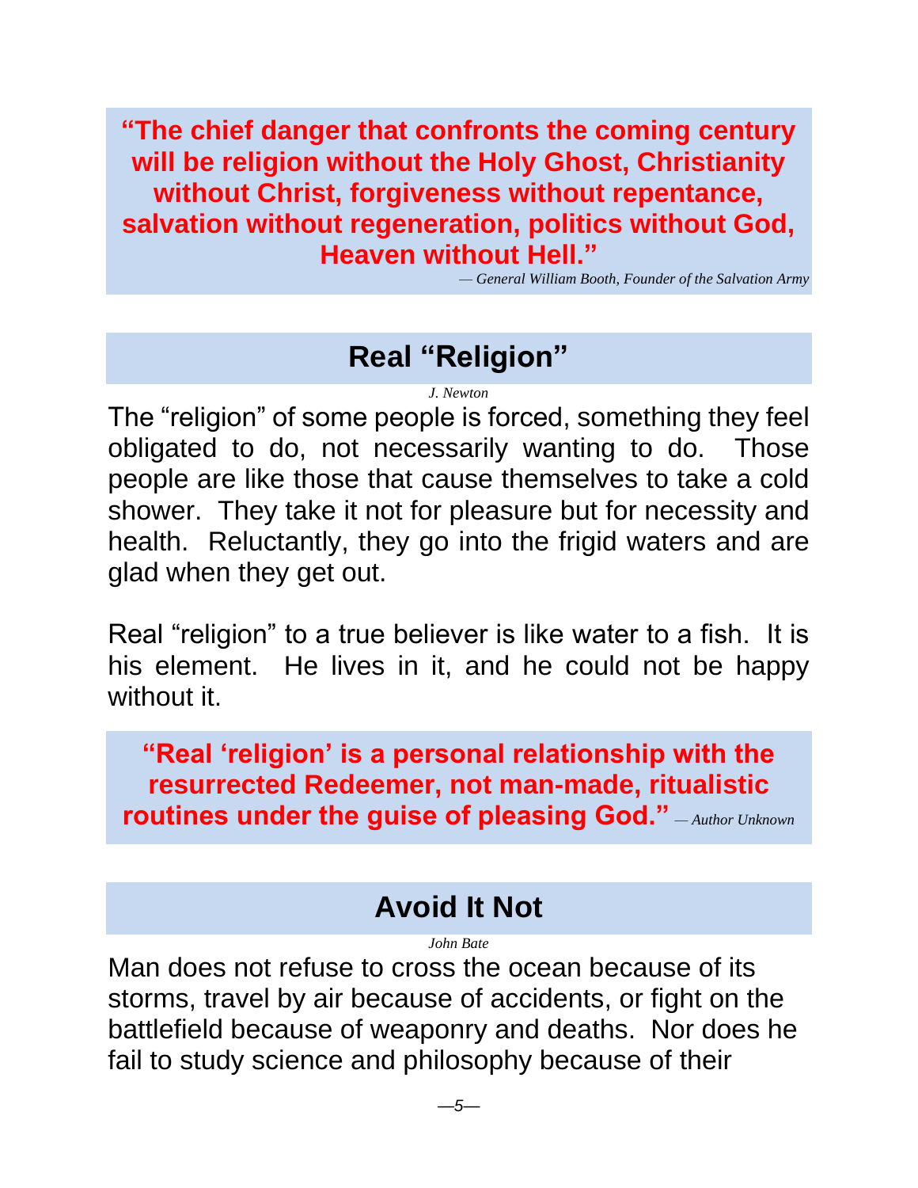**"The chief danger that confronts the coming century will be religion without the Holy Ghost, Christianity without Christ, forgiveness without repentance, salvation without regeneration, politics without God, Heaven without Hell."**

*— General William Booth, Founder of the Salvation Army*

## Real "Religion"

*J. Newton*

The "religion" of some people is forced, something they feel obligated to do, not necessarily wanting to do. Those people are like those that cause themselves to take a cold shower. They take it not for pleasure but for necessity and health. Reluctantly, they go into the frigid waters and are glad when they get out.

Real "religion" to a true believer is like water to a fish. It is his element. He lives in it, and he could not be happy without it.

**"Real 'religion' is a personal relationship with the resurrected Redeemer, not man-made, ritualistic routines under the guise of pleasing God."** *— Author Unknown*

## Avoid It Not

*John Bate*

Man does not refuse to cross the ocean because of its storms, travel by air because of accidents, or fight on the battlefield because of weaponry and deaths. Nor does he fail to study science and philosophy because of their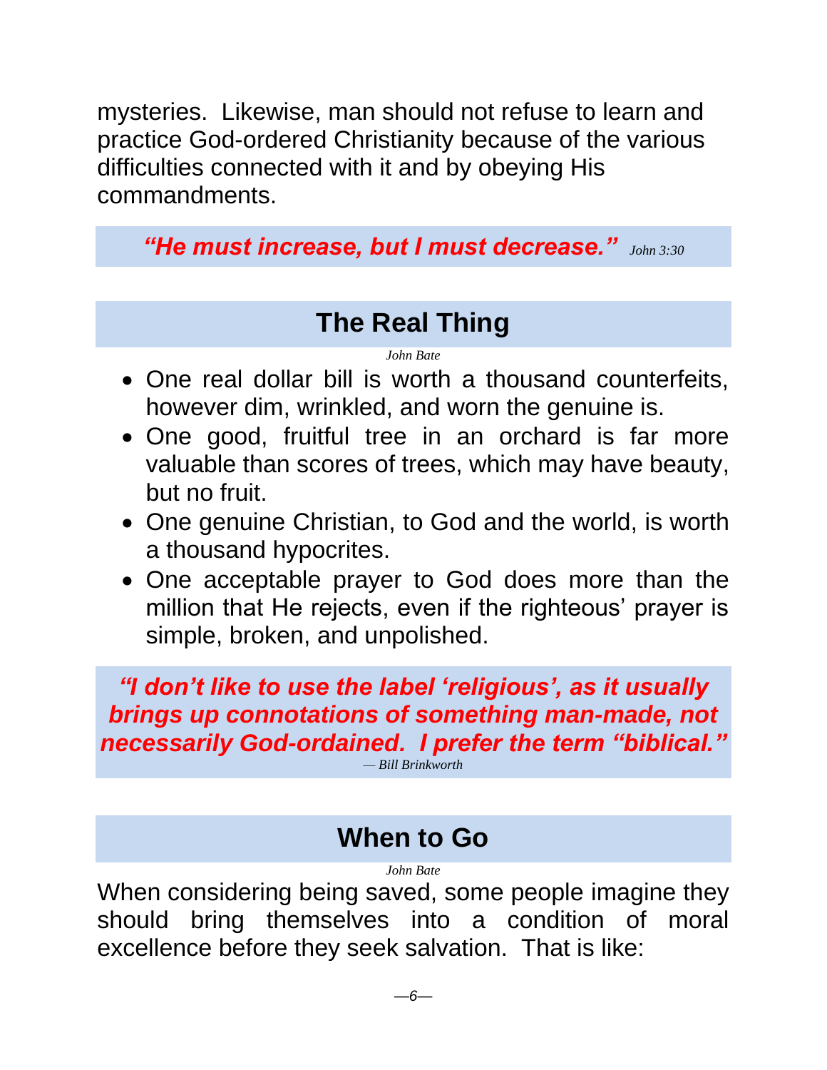mysteries. Likewise, man should not refuse to learn and practice God-ordered Christianity because of the various difficulties connected with it and by obeying His commandments.

***"He must increase, but I must decrease."*** *John 3:30*

## The Real Thing

*John Bate*

- One real dollar bill is worth a thousand counterfeits, however dim, wrinkled, and worn the genuine is.
- One good, fruitful tree in an orchard is far more valuable than scores of trees, which may have beauty, but no fruit.
- One genuine Christian, to God and the world, is worth a thousand hypocrites.
- One acceptable prayer to God does more than the million that He rejects, even if the righteous' prayer is simple, broken, and unpolished.

***"I don't like to use the label 'religious', as it usually brings up connotations of something man-made, not necessarily God-ordained. I prefer the term "biblical."***

*— Bill Brinkworth*

## When to Go

*John Bate*

When considering being saved, some people imagine they should bring themselves into a condition of moral excellence before they seek salvation. That is like: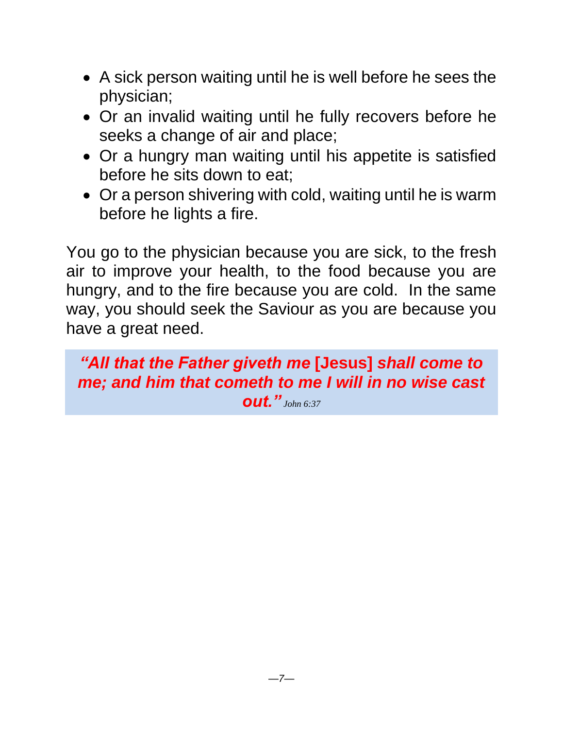- A sick person waiting until he is well before he sees the physician;
- Or an invalid waiting until he fully recovers before he seeks a change of air and place;
- Or a hungry man waiting until his appetite is satisfied before he sits down to eat;
- Or a person shivering with cold, waiting until he is warm before he lights a fire.

You go to the physician because you are sick, to the fresh air to improve your health, to the food because you are hungry, and to the fire because you are cold. In the same way, you should seek the Saviour as you are because you have a great need.

> ***"All that the Father giveth me* [Jesus] *shall come to me; and him that cometh to me I will in no wise cast out."*** *John 6:37*